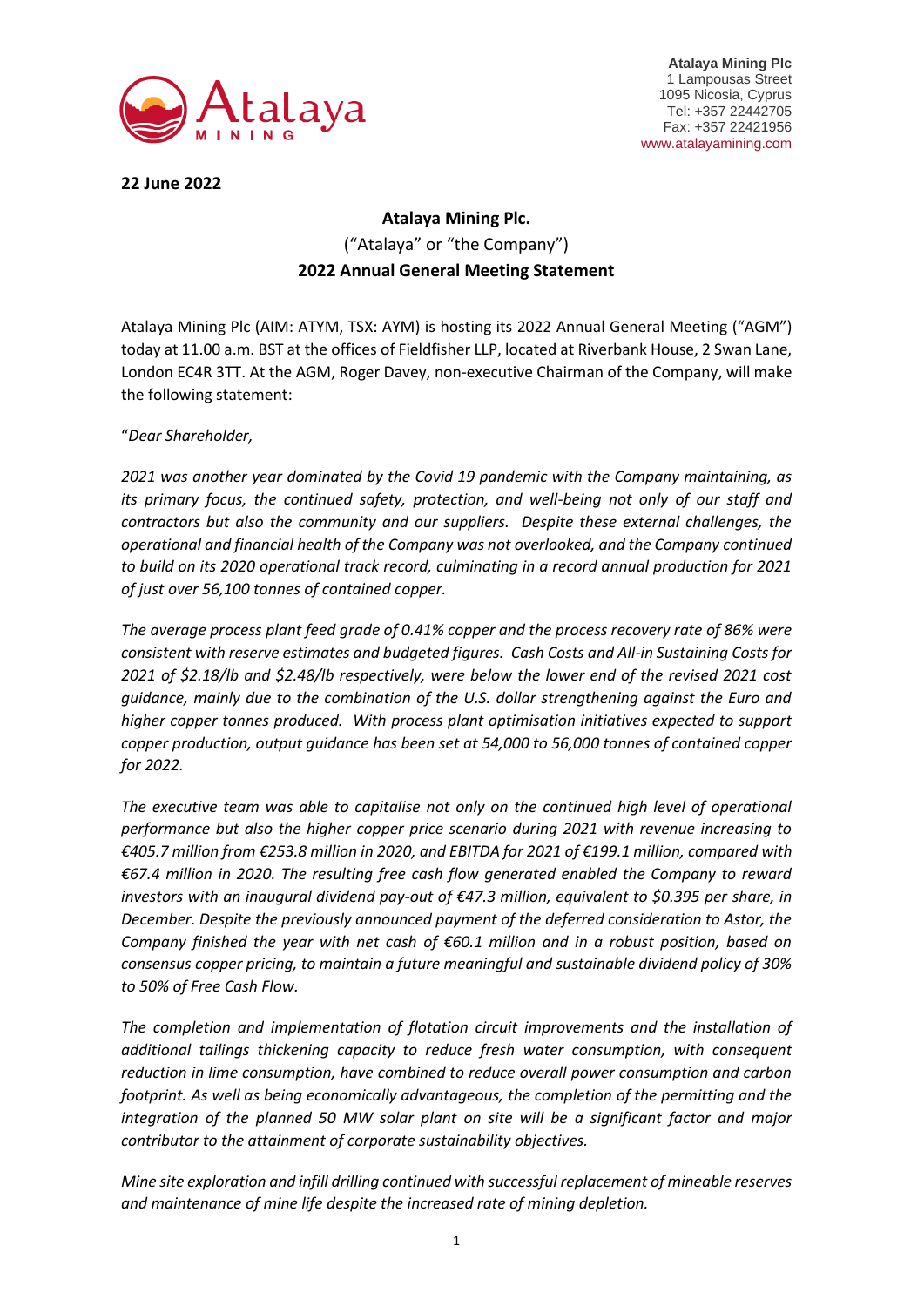Atalaya Mining Plc
1 Lampousas Street
1095 Nicosia, Cyprus
Tel: +357 22442705
Fax: +357 22421956
www.atalayamining.com

**22 June 2022**

**Atalaya Mining Plc.**
("Atalaya" or "the Company")
**2022 Annual General Meeting Statement**

Atalaya Mining Plc (AIM: ATYM, TSX: AYM) is hosting its 2022 Annual General Meeting ("AGM") today at 11.00 a.m. BST at the offices of Fieldfisher LLP, located at Riverbank House, 2 Swan Lane, London EC4R 3TT. At the AGM, Roger Davey, non-executive Chairman of the Company, will make the following statement:

"*Dear Shareholder,*

*2021 was another year dominated by the Covid 19 pandemic with the Company maintaining, as its primary focus, the continued safety, protection, and well-being not only of our staff and contractors but also the community and our suppliers. Despite these external challenges, the operational and financial health of the Company was not overlooked, and the Company continued to build on its 2020 operational track record, culminating in a record annual production for 2021 of just over 56,100 tonnes of contained copper.*

*The average process plant feed grade of 0.41% copper and the process recovery rate of 86% were consistent with reserve estimates and budgeted figures. Cash Costs and All-in Sustaining Costs for 2021 of $2.18/lb and $2.48/lb respectively, were below the lower end of the revised 2021 cost guidance, mainly due to the combination of the U.S. dollar strengthening against the Euro and higher copper tonnes produced. With process plant optimisation initiatives expected to support copper production, output guidance has been set at 54,000 to 56,000 tonnes of contained copper for 2022.*

*The executive team was able to capitalise not only on the continued high level of operational performance but also the higher copper price scenario during 2021 with revenue increasing to €405.7 million from €253.8 million in 2020, and EBITDA for 2021 of €199.1 million, compared with €67.4 million in 2020. The resulting free cash flow generated enabled the Company to reward investors with an inaugural dividend pay-out of €47.3 million, equivalent to $0.395 per share, in December. Despite the previously announced payment of the deferred consideration to Astor, the Company finished the year with net cash of €60.1 million and in a robust position, based on consensus copper pricing, to maintain a future meaningful and sustainable dividend policy of 30% to 50% of Free Cash Flow.*

*The completion and implementation of flotation circuit improvements and the installation of additional tailings thickening capacity to reduce fresh water consumption, with consequent reduction in lime consumption, have combined to reduce overall power consumption and carbon footprint. As well as being economically advantageous, the completion of the permitting and the integration of the planned 50 MW solar plant on site will be a significant factor and major contributor to the attainment of corporate sustainability objectives.*

*Mine site exploration and infill drilling continued with successful replacement of mineable reserves and maintenance of mine life despite the increased rate of mining depletion.*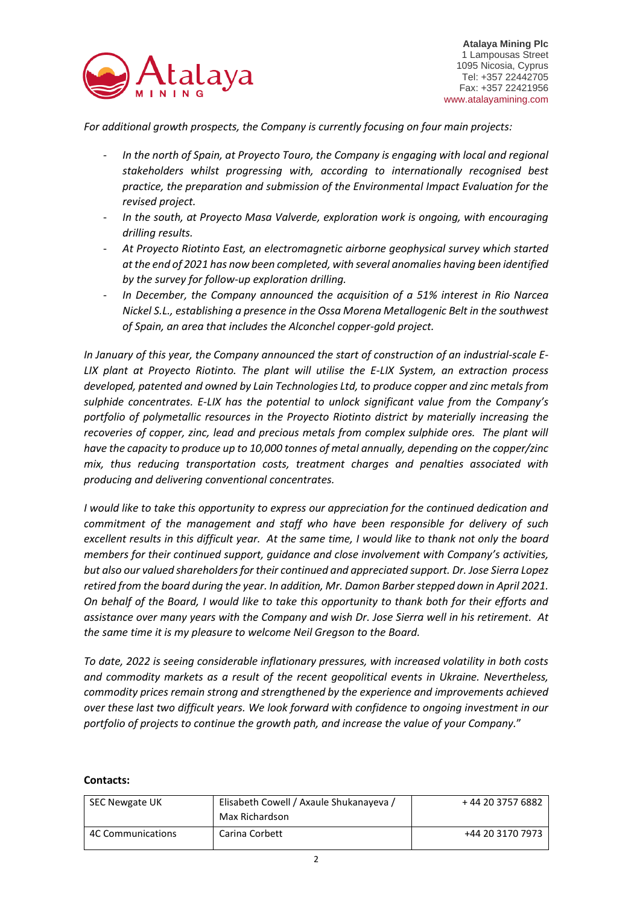*For additional growth prospects, the Company is currently focusing on four main projects:*

- *In the north of Spain, at Proyecto Touro, the Company is engaging with local and regional stakeholders whilst progressing with, according to internationally recognised best practice, the preparation and submission of the Environmental Impact Evaluation for the revised project.*
- *In the south, at Proyecto Masa Valverde, exploration work is ongoing, with encouraging drilling results.*
- *At Proyecto Riotinto East, an electromagnetic airborne geophysical survey which started at the end of 2021 has now been completed, with several anomalies having been identified by the survey for follow-up exploration drilling.*
- *In December, the Company announced the acquisition of a 51% interest in Rio Narcea Nickel S.L., establishing a presence in the Ossa Morena Metallogenic Belt in the southwest of Spain, an area that includes the Alconchel copper-gold project.*

*In January of this year, the Company announced the start of construction of an industrial-scale E-LIX plant at Proyecto Riotinto. The plant will utilise the E-LIX System, an extraction process developed, patented and owned by Lain Technologies Ltd, to produce copper and zinc metals from sulphide concentrates. E-LIX has the potential to unlock significant value from the Company's portfolio of polymetallic resources in the Proyecto Riotinto district by materially increasing the recoveries of copper, zinc, lead and precious metals from complex sulphide ores. The plant will have the capacity to produce up to 10,000 tonnes of metal annually, depending on the copper/zinc mix, thus reducing transportation costs, treatment charges and penalties associated with producing and delivering conventional concentrates.*

*I would like to take this opportunity to express our appreciation for the continued dedication and commitment of the management and staff who have been responsible for delivery of such excellent results in this difficult year. At the same time, I would like to thank not only the board members for their continued support, guidance and close involvement with Company's activities, but also our valued shareholders for their continued and appreciated support. Dr. Jose Sierra Lopez retired from the board during the year. In addition, Mr. Damon Barber stepped down in April 2021. On behalf of the Board, I would like to take this opportunity to thank both for their efforts and assistance over many years with the Company and wish Dr. Jose Sierra well in his retirement. At the same time it is my pleasure to welcome Neil Gregson to the Board.*

*To date, 2022 is seeing considerable inflationary pressures, with increased volatility in both costs and commodity markets as a result of the recent geopolitical events in Ukraine. Nevertheless, commodity prices remain strong and strengthened by the experience and improvements achieved over these last two difficult years. We look forward with confidence to ongoing investment in our portfolio of projects to continue the growth path, and increase the value of your Company.*"

**Contacts:**

| SEC Newgate UK | Elisabeth Cowell / Axaule Shukanayeva / Max Richardson | + 44 20 3757 6882 |
|---|---|---|
| 4C Communications | Carina Corbett | +44 20 3170 7973 |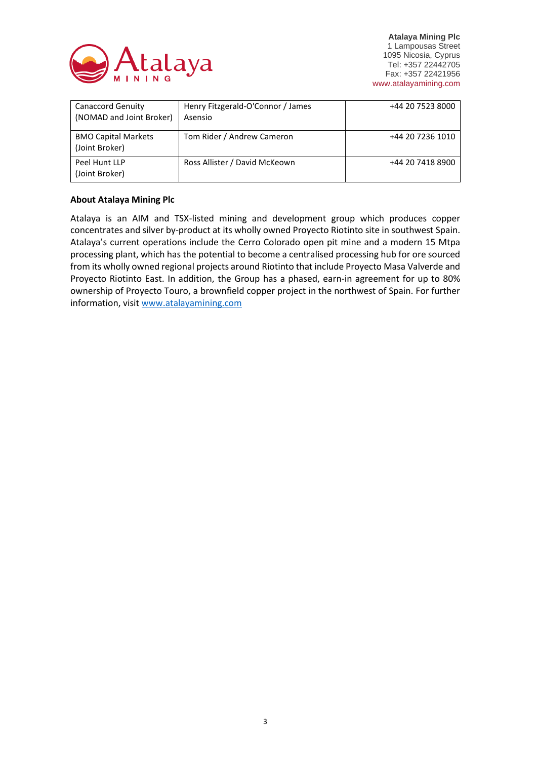| | | |
|---|---|---|
| Canaccord Genuity (NOMAD and Joint Broker) | Henry Fitzgerald-O'Connor / James Asensio | +44 20 7523 8000 |
| BMO Capital Markets (Joint Broker) | Tom Rider / Andrew Cameron | +44 20 7236 1010 |
| Peel Hunt LLP (Joint Broker) | Ross Allister / David McKeown | +44 20 7418 8900 |

**About Atalaya Mining Plc**

Atalaya is an AIM and TSX-listed mining and development group which produces copper concentrates and silver by-product at its wholly owned Proyecto Riotinto site in southwest Spain. Atalaya's current operations include the Cerro Colorado open pit mine and a modern 15 Mtpa processing plant, which has the potential to become a centralised processing hub for ore sourced from its wholly owned regional projects around Riotinto that include Proyecto Masa Valverde and Proyecto Riotinto East. In addition, the Group has a phased, earn-in agreement for up to 80% ownership of Proyecto Touro, a brownfield copper project in the northwest of Spain. For further information, visit www.atalayamining.com